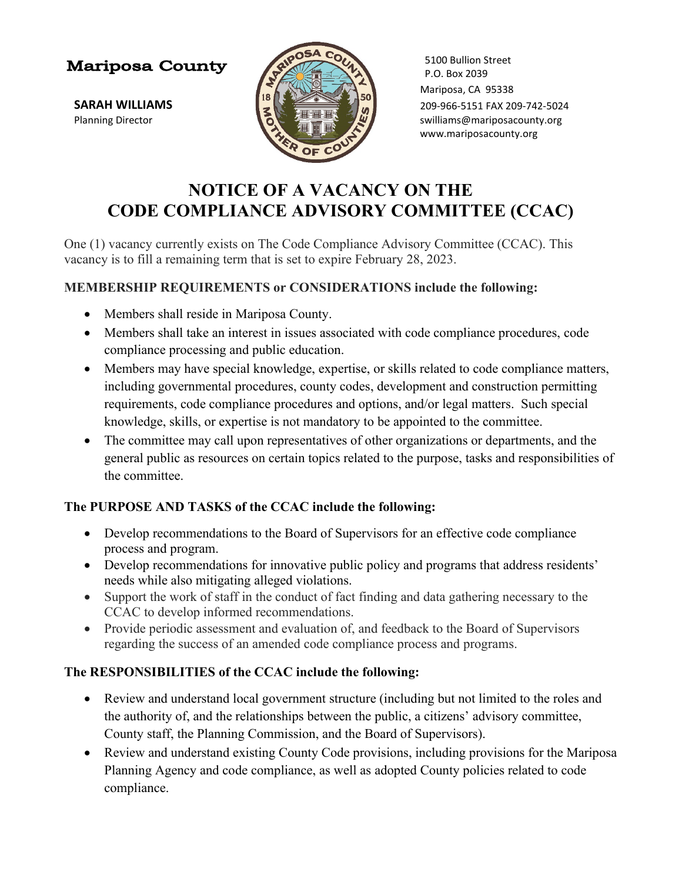**Mariposa County**

**SARAH WILLIAMS**
Planning Director

5100 Bullion Street
P.O. Box 2039
Mariposa, CA 95338
209-966-5151 FAX 209-742-5024
swilliams@mariposacounty.org
www.mariposacounty.org

# NOTICE OF A VACANCY ON THE CODE COMPLIANCE ADVISORY COMMITTEE (CCAC)

One (1) vacancy currently exists on The Code Compliance Advisory Committee (CCAC). This vacancy is to fill a remaining term that is set to expire February 28, 2023.

### MEMBERSHIP REQUIREMENTS or CONSIDERATIONS include the following:

- Members shall reside in Mariposa County.
- Members shall take an interest in issues associated with code compliance procedures, code compliance processing and public education.
- Members may have special knowledge, expertise, or skills related to code compliance matters, including governmental procedures, county codes, development and construction permitting requirements, code compliance procedures and options, and/or legal matters. Such special knowledge, skills, or expertise is not mandatory to be appointed to the committee.
- The committee may call upon representatives of other organizations or departments, and the general public as resources on certain topics related to the purpose, tasks and responsibilities of the committee.

### The PURPOSE AND TASKS of the CCAC include the following:

- Develop recommendations to the Board of Supervisors for an effective code compliance process and program.
- Develop recommendations for innovative public policy and programs that address residents' needs while also mitigating alleged violations.
- Support the work of staff in the conduct of fact finding and data gathering necessary to the CCAC to develop informed recommendations.
- Provide periodic assessment and evaluation of, and feedback to the Board of Supervisors regarding the success of an amended code compliance process and programs.

### The RESPONSIBILITIES of the CCAC include the following:

- Review and understand local government structure (including but not limited to the roles and the authority of, and the relationships between the public, a citizens' advisory committee, County staff, the Planning Commission, and the Board of Supervisors).
- Review and understand existing County Code provisions, including provisions for the Mariposa Planning Agency and code compliance, as well as adopted County policies related to code compliance.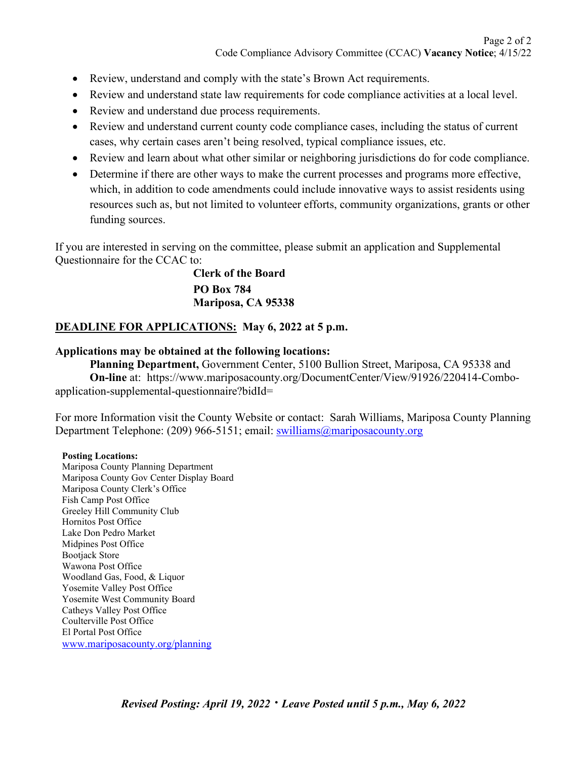- Review, understand and comply with the state's Brown Act requirements.
- Review and understand state law requirements for code compliance activities at a local level.
- Review and understand due process requirements.
- Review and understand current county code compliance cases, including the status of current cases, why certain cases aren't being resolved, typical compliance issues, etc.
- Review and learn about what other similar or neighboring jurisdictions do for code compliance.
- Determine if there are other ways to make the current processes and programs more effective, which, in addition to code amendments could include innovative ways to assist residents using resources such as, but not limited to volunteer efforts, community organizations, grants or other funding sources.

If you are interested in serving on the committee, please submit an application and Supplemental Questionnaire for the CCAC to:

**Clerk of the Board**
**PO Box 784**
**Mariposa, CA 95338**

**<u>DEADLINE FOR APPLICATIONS:</u> May 6, 2022 at 5 p.m.**

**Applications may be obtained at the following locations:**

**Planning Department,** Government Center, 5100 Bullion Street, Mariposa, CA 95338 and
**On-line** at: https://www.mariposacounty.org/DocumentCenter/View/91926/220414-Combo-application-supplemental-questionnaire?bidId=

For more Information visit the County Website or contact: Sarah Williams, Mariposa County Planning Department Telephone: (209) 966-5151; email: swilliams@mariposacounty.org

**Posting Locations:**
Mariposa County Planning Department
Mariposa County Gov Center Display Board
Mariposa County Clerk's Office
Fish Camp Post Office
Greeley Hill Community Club
Hornitos Post Office
Lake Don Pedro Market
Midpines Post Office
Bootjack Store
Wawona Post Office
Woodland Gas, Food, & Liquor
Yosemite Valley Post Office
Yosemite West Community Board
Catheys Valley Post Office
Coulterville Post Office
El Portal Post Office
www.mariposacounty.org/planning

***Revised Posting: April 19, 2022 • Leave Posted until 5 p.m., May 6, 2022***